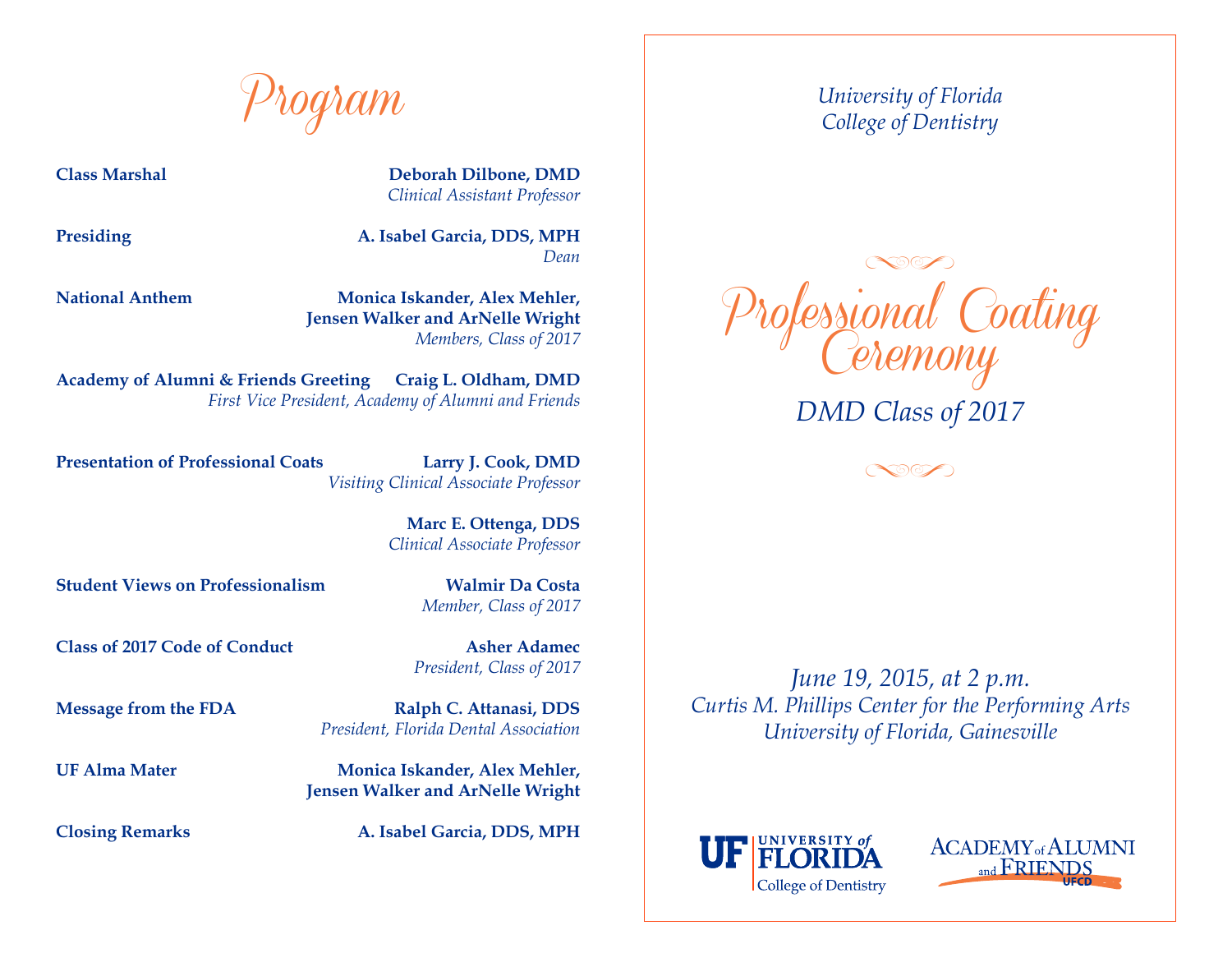# Program

**Class Marshal** — **Deborah Dilbone, DMD**
*Clinical Assistant Professor*

**Presiding** — **A. Isabel Garcia, DDS, MPH**
*Dean*

**National Anthem** — **Monica Iskander, Alex Mehler, Jensen Walker and ArNelle Wright**
*Members, Class of 2017*

**Academy of Alumni & Friends Greeting** — **Craig L. Oldham, DMD**
*First Vice President, Academy of Alumni and Friends*

**Presentation of Professional Coats** — **Larry J. Cook, DMD**
*Visiting Clinical Associate Professor*

**Marc E. Ottenga, DDS**
*Clinical Associate Professor*

**Student Views on Professionalism** — **Walmir Da Costa**
*Member, Class of 2017*

**Class of 2017 Code of Conduct** — **Asher Adamec**
*President, Class of 2017*

**Message from the FDA** — **Ralph C. Attanasi, DDS**
*President, Florida Dental Association*

**UF Alma Mater** — **Monica Iskander, Alex Mehler, Jensen Walker and ArNelle Wright**

**Closing Remarks** — **A. Isabel Garcia, DDS, MPH**

*University of Florida*
*College of Dentistry*

# Professional Coating Ceremony

## *DMD Class of 2017*

*June 19, 2015, at 2 p.m.*
*Curtis M. Phillips Center for the Performing Arts*
*University of Florida, Gainesville*

UF | UNIVERSITY of FLORIDA
College of Dentistry

ACADEMY of ALUMNI and FRIENDS UFCD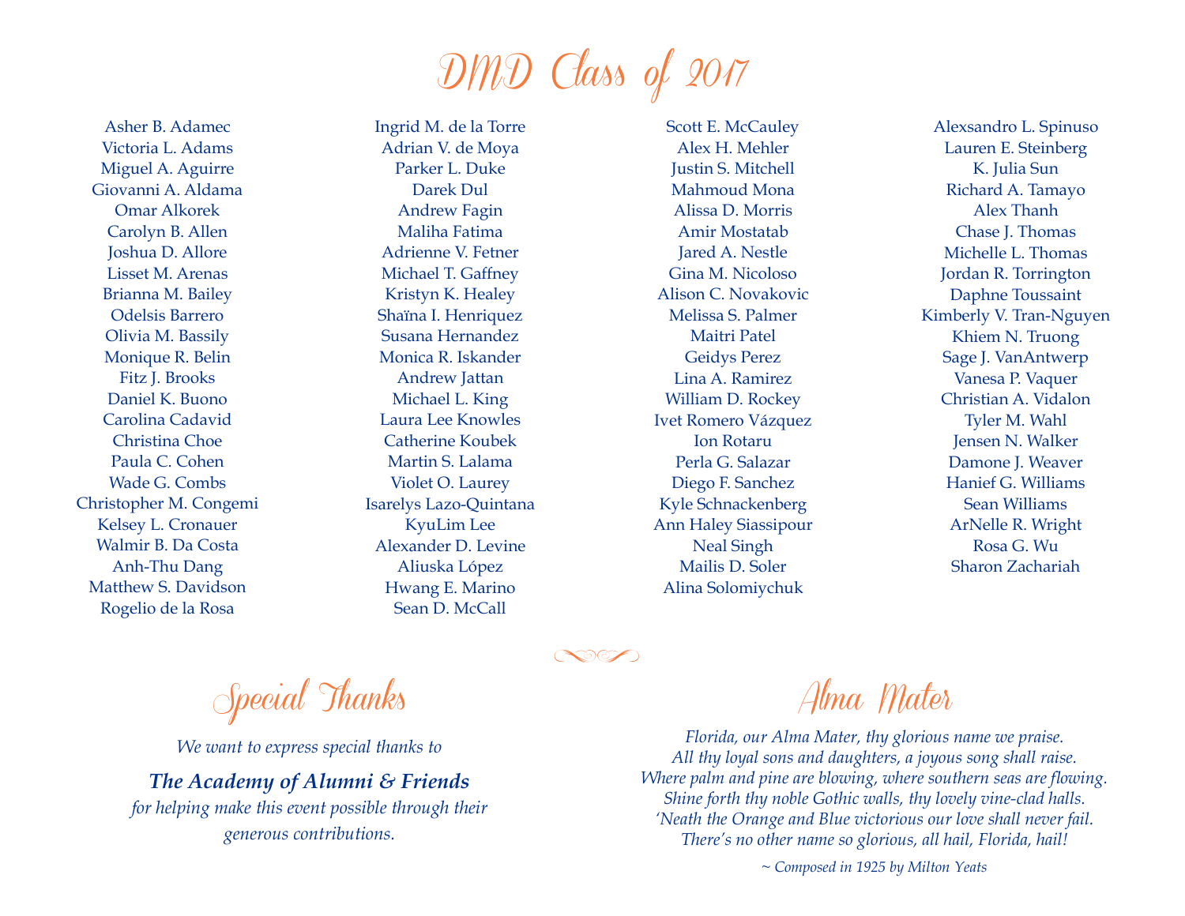# DMD Class of 2017

Asher B. Adamec
Victoria L. Adams
Miguel A. Aguirre
Giovanni A. Aldama
Omar Alkorek
Carolyn B. Allen
Joshua D. Allore
Lisset M. Arenas
Brianna M. Bailey
Odelsis Barrero
Olivia M. Bassily
Monique R. Belin
Fitz J. Brooks
Daniel K. Buono
Carolina Cadavid
Christina Choe
Paula C. Cohen
Wade G. Combs
Christopher M. Congemi
Kelsey L. Cronauer
Walmir B. Da Costa
Anh-Thu Dang
Matthew S. Davidson
Rogelio de la Rosa

Ingrid M. de la Torre
Adrian V. de Moya
Parker L. Duke
Darek Dul
Andrew Fagin
Maliha Fatima
Adrienne V. Fetner
Michael T. Gaffney
Kristyn K. Healey
Shaïna I. Henriquez
Susana Hernandez
Monica R. Iskander
Andrew Jattan
Michael L. King
Laura Lee Knowles
Catherine Koubek
Martin S. Lalama
Violet O. Laurey
Isarelys Lazo-Quintana
KyuLim Lee
Alexander D. Levine
Aliuska López
Hwang E. Marino
Sean D. McCall

Scott E. McCauley
Alex H. Mehler
Justin S. Mitchell
Mahmoud Mona
Alissa D. Morris
Amir Mostatab
Jared A. Nestle
Gina M. Nicoloso
Alison C. Novakovic
Melissa S. Palmer
Maitri Patel
Geidys Perez
Lina A. Ramirez
William D. Rockey
Ivet Romero Vázquez
Ion Rotaru
Perla G. Salazar
Diego F. Sanchez
Kyle Schnackenberg
Ann Haley Siassipour
Neal Singh
Mailis D. Soler
Alina Solomiychuk

Alexsandro L. Spinuso
Lauren E. Steinberg
K. Julia Sun
Richard A. Tamayo
Alex Thanh
Chase J. Thomas
Michelle L. Thomas
Jordan R. Torrington
Daphne Toussaint
Kimberly V. Tran-Nguyen
Khiem N. Truong
Sage J. VanAntwerp
Vanesa P. Vaquer
Christian A. Vidalon
Tyler M. Wahl
Jensen N. Walker
Damone J. Weaver
Hanief G. Williams
Sean Williams
ArNelle R. Wright
Rosa G. Wu
Sharon Zachariah

## Special Thanks

*We want to express special thanks to*

***The Academy of Alumni & Friends***

*for helping make this event possible through their generous contributions.*

## Alma Mater

*Florida, our Alma Mater, thy glorious name we praise.*
*All thy loyal sons and daughters, a joyous song shall raise.*
*Where palm and pine are blowing, where southern seas are flowing.*
*Shine forth thy noble Gothic walls, thy lovely vine-clad halls.*
*'Neath the Orange and Blue victorious our love shall never fail.*
*There's no other name so glorious, all hail, Florida, hail!*

*~ Composed in 1925 by Milton Yeats*